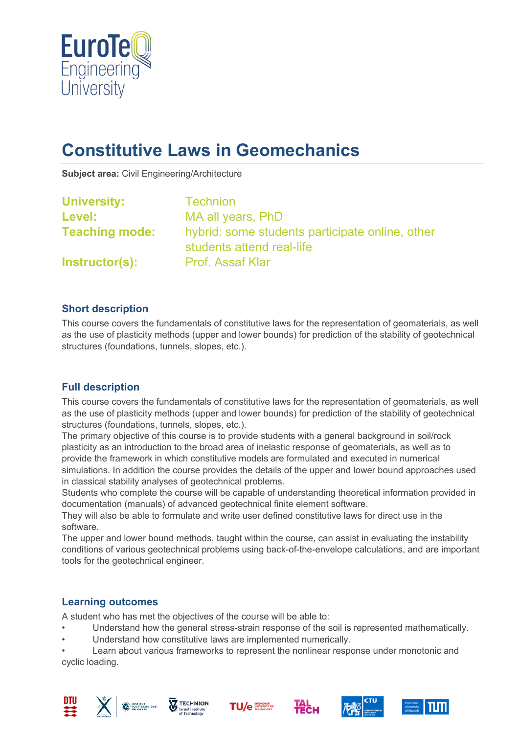# Constitutive Laws in Geomechanics

**Subject area:** Civil Engineering/Architecture

**University:** Technion
**Level:** MA all years, PhD
**Teaching mode:** hybrid: some students participate online, other students attend real-life
**Instructor(s):** Prof. Assaf Klar

## Short description

This course covers the fundamentals of constitutive laws for the representation of geomaterials, as well as the use of plasticity methods (upper and lower bounds) for prediction of the stability of geotechnical structures (foundations, tunnels, slopes, etc.).

## Full description

This course covers the fundamentals of constitutive laws for the representation of geomaterials, as well as the use of plasticity methods (upper and lower bounds) for prediction of the stability of geotechnical structures (foundations, tunnels, slopes, etc.).
The primary objective of this course is to provide students with a general background in soil/rock plasticity as an introduction to the broad area of inelastic response of geomaterials, as well as to provide the framework in which constitutive models are formulated and executed in numerical simulations. In addition the course provides the details of the upper and lower bound approaches used in classical stability analyses of geotechnical problems.
Students who complete the course will be capable of understanding theoretical information provided in documentation (manuals) of advanced geotechnical finite element software.
They will also be able to formulate and write user defined constitutive laws for direct use in the software.
The upper and lower bound methods, taught within the course, can assist in evaluating the instability conditions of various geotechnical problems using back-of-the-envelope calculations, and are important tools for the geotechnical engineer.

## Learning outcomes

A student who has met the objectives of the course will be able to:

- Understand how the general stress-strain response of the soil is represented mathematically.
- Understand how constitutive laws are implemented numerically.
- Learn about various frameworks to represent the nonlinear response under monotonic and cyclic loading.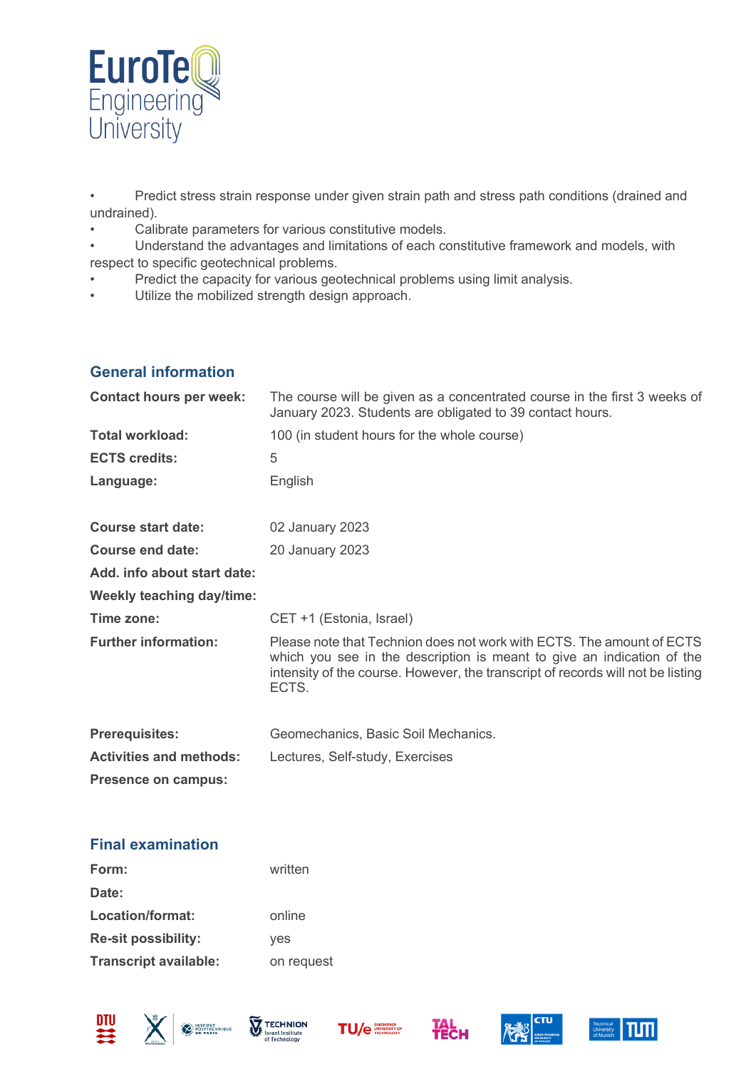- Predict stress strain response under given strain path and stress path conditions (drained and undrained).
- Calibrate parameters for various constitutive models.
- Understand the advantages and limitations of each constitutive framework and models, with respect to specific geotechnical problems.
- Predict the capacity for various geotechnical problems using limit analysis.
- Utilize the mobilized strength design approach.

## General information

| | |
|---|---|
| **Contact hours per week:** | The course will be given as a concentrated course in the first 3 weeks of January 2023. Students are obligated to 39 contact hours. |
| **Total workload:** | 100 (in student hours for the whole course) |
| **ECTS credits:** | 5 |
| **Language:** | English |
| **Course start date:** | 02 January 2023 |
| **Course end date:** | 20 January 2023 |
| **Add. info about start date:** | |
| **Weekly teaching day/time:** | |
| **Time zone:** | CET +1 (Estonia, Israel) |
| **Further information:** | Please note that Technion does not work with ECTS. The amount of ECTS which you see in the description is meant to give an indication of the intensity of the course. However, the transcript of records will not be listing ECTS. |
| **Prerequisites:** | Geomechanics, Basic Soil Mechanics. |
| **Activities and methods:** | Lectures, Self-study, Exercises |
| **Presence on campus:** | |

## Final examination

| | |
|---|---|
| **Form:** | written |
| **Date:** | |
| **Location/format:** | online |
| **Re-sit possibility:** | yes |
| **Transcript available:** | on request |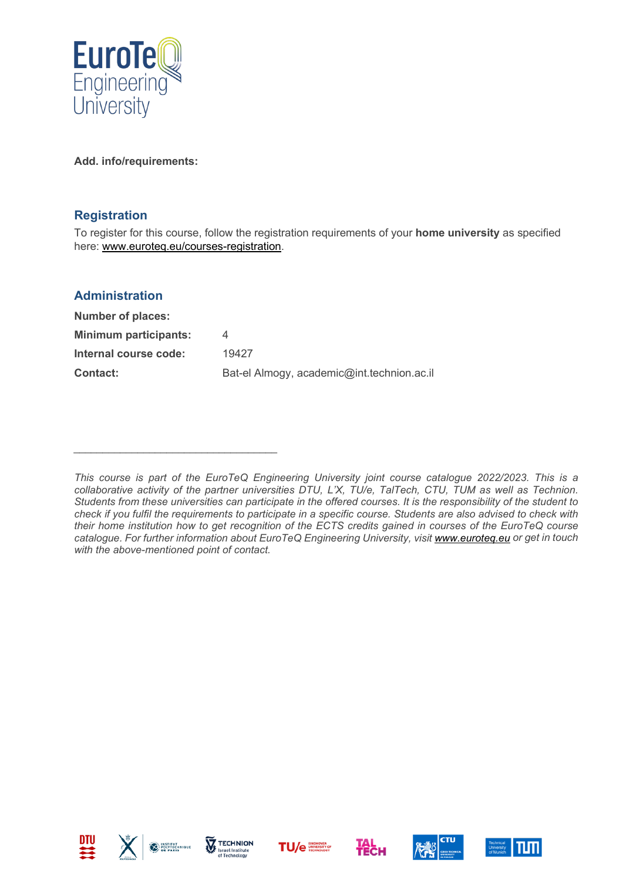**Add. info/requirements:**

## Registration

To register for this course, follow the registration requirements of your **home university** as specified here: www.euroteq.eu/courses-registration.

## Administration

| | |
|---|---|
| **Number of places:** | |
| **Minimum participants:** | 4 |
| **Internal course code:** | 19427 |
| **Contact:** | Bat-el Almogy, academic@int.technion.ac.il |

---

*This course is part of the EuroTeQ Engineering University joint course catalogue 2022/2023. This is a collaborative activity of the partner universities DTU, L'X, TU/e, TalTech, CTU, TUM as well as Technion. Students from these universities can participate in the offered courses. It is the responsibility of the student to check if you fulfil the requirements to participate in a specific course. Students are also advised to check with their home institution how to get recognition of the ECTS credits gained in courses of the EuroTeQ course catalogue. For further information about EuroTeQ Engineering University, visit www.euroteq.eu or get in touch with the above-mentioned point of contact.*